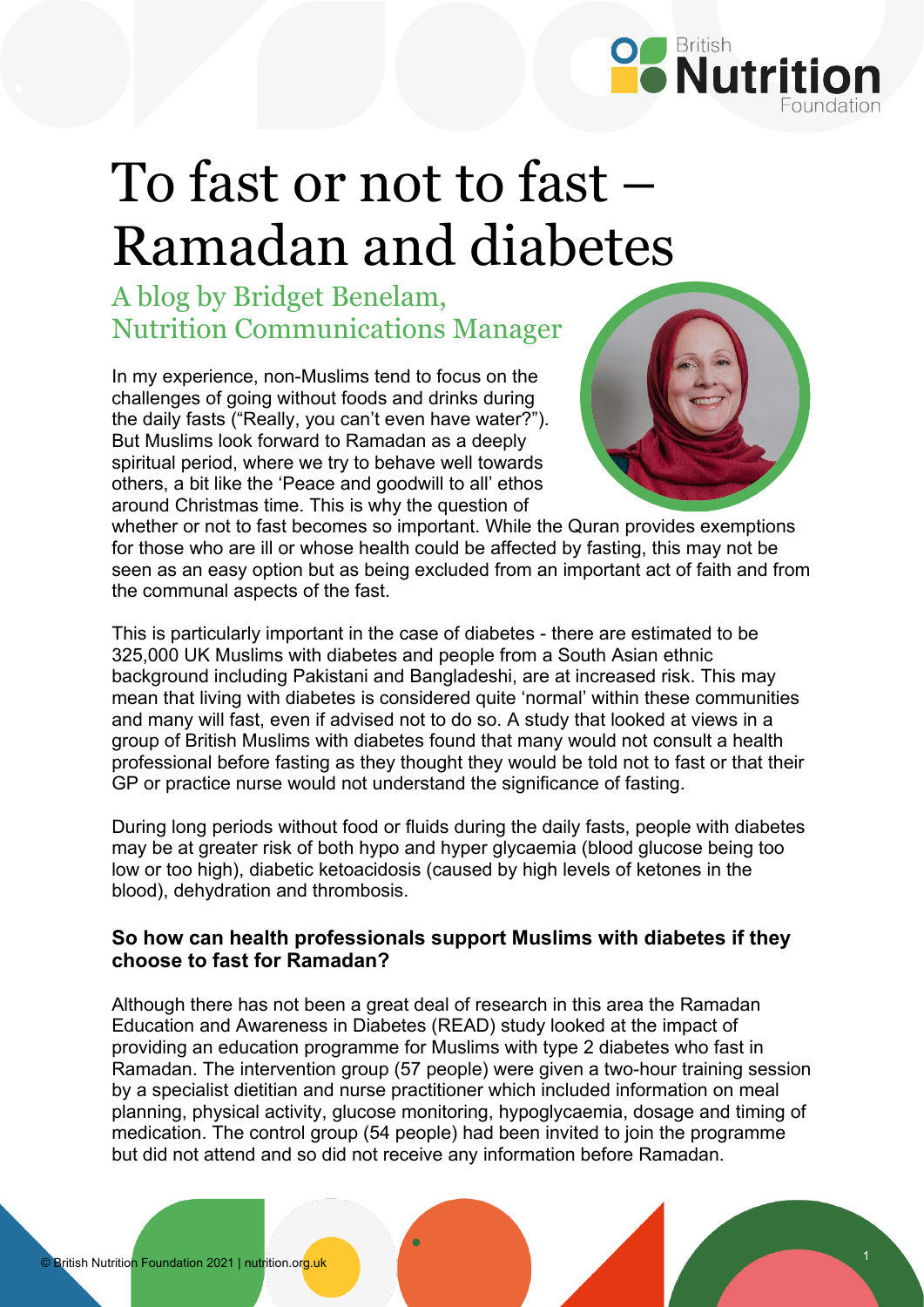# To fast or not to fast – Ramadan and diabetes

## A blog by Bridget Benelam, Nutrition Communications Manager

In my experience, non-Muslims tend to focus on the challenges of going without foods and drinks during the daily fasts ("Really, you can't even have water?"). But Muslims look forward to Ramadan as a deeply spiritual period, where we try to behave well towards others, a bit like the 'Peace and goodwill to all' ethos around Christmas time. This is why the question of whether or not to fast becomes so important. While the Quran provides exemptions for those who are ill or whose health could be affected by fasting, this may not be seen as an easy option but as being excluded from an important act of faith and from the communal aspects of the fast.

This is particularly important in the case of diabetes - there are estimated to be 325,000 UK Muslims with diabetes and people from a South Asian ethnic background including Pakistani and Bangladeshi, are at increased risk. This may mean that living with diabetes is considered quite 'normal' within these communities and many will fast, even if advised not to do so. A study that looked at views in a group of British Muslims with diabetes found that many would not consult a health professional before fasting as they thought they would be told not to fast or that their GP or practice nurse would not understand the significance of fasting.

During long periods without food or fluids during the daily fasts, people with diabetes may be at greater risk of both hypo and hyper glycaemia (blood glucose being too low or too high), diabetic ketoacidosis (caused by high levels of ketones in the blood), dehydration and thrombosis.

**So how can health professionals support Muslims with diabetes if they choose to fast for Ramadan?**

Although there has not been a great deal of research in this area the Ramadan Education and Awareness in Diabetes (READ) study looked at the impact of providing an education programme for Muslims with type 2 diabetes who fast in Ramadan. The intervention group (57 people) were given a two-hour training session by a specialist dietitian and nurse practitioner which included information on meal planning, physical activity, glucose monitoring, hypoglycaemia, dosage and timing of medication. The control group (54 people) had been invited to join the programme but did not attend and so did not receive any information before Ramadan.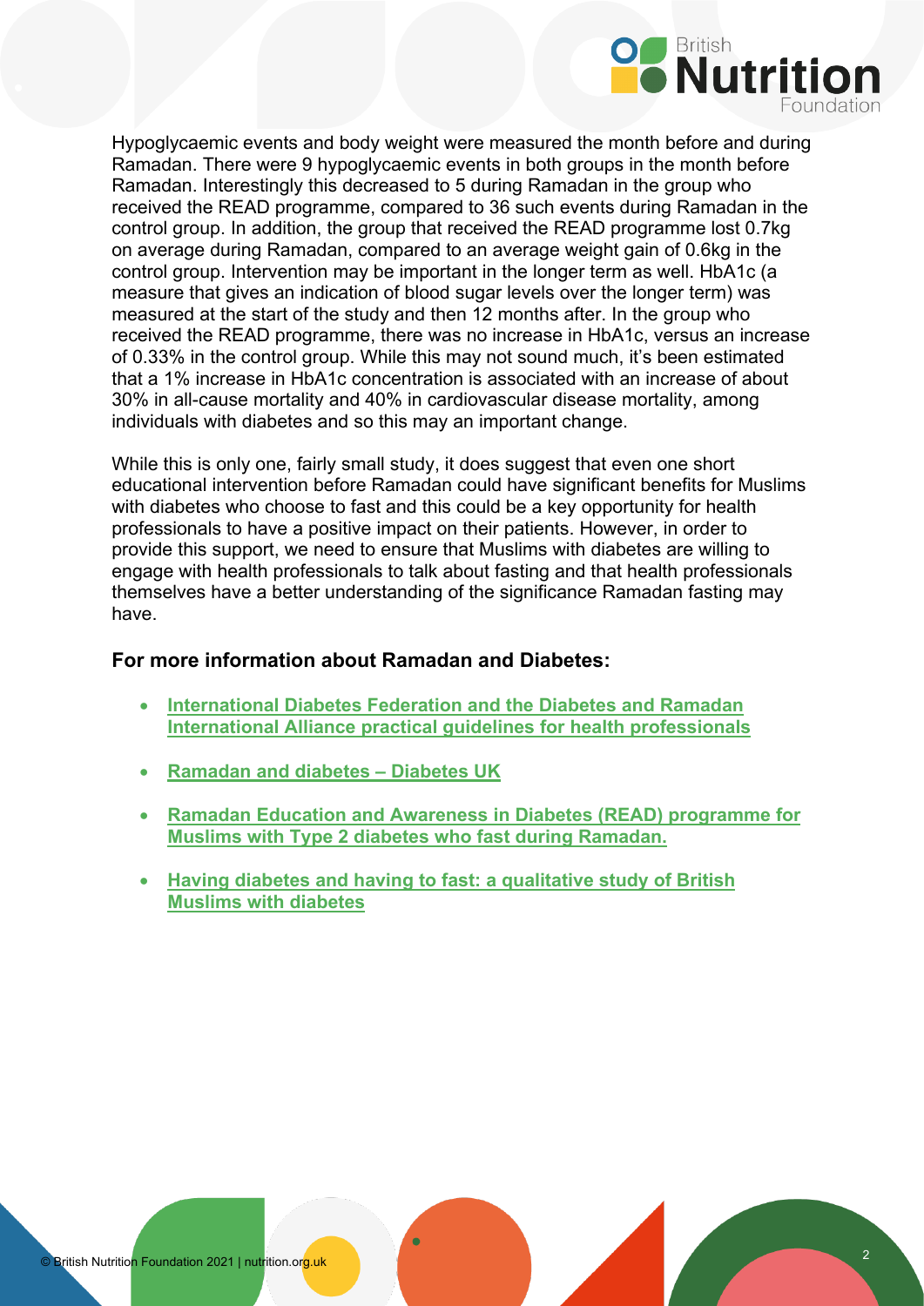Hypoglycaemic events and body weight were measured the month before and during Ramadan. There were 9 hypoglycaemic events in both groups in the month before Ramadan. Interestingly this decreased to 5 during Ramadan in the group who received the READ programme, compared to 36 such events during Ramadan in the control group. In addition, the group that received the READ programme lost 0.7kg on average during Ramadan, compared to an average weight gain of 0.6kg in the control group. Intervention may be important in the longer term as well. HbA1c (a measure that gives an indication of blood sugar levels over the longer term) was measured at the start of the study and then 12 months after. In the group who received the READ programme, there was no increase in HbA1c, versus an increase of 0.33% in the control group. While this may not sound much, it's been estimated that a 1% increase in HbA1c concentration is associated with an increase of about 30% in all-cause mortality and 40% in cardiovascular disease mortality, among individuals with diabetes and so this may an important change.

While this is only one, fairly small study, it does suggest that even one short educational intervention before Ramadan could have significant benefits for Muslims with diabetes who choose to fast and this could be a key opportunity for health professionals to have a positive impact on their patients. However, in order to provide this support, we need to ensure that Muslims with diabetes are willing to engage with health professionals to talk about fasting and that health professionals themselves have a better understanding of the significance Ramadan fasting may have.

### For more information about Ramadan and Diabetes:

- **International Diabetes Federation and the Diabetes and Ramadan International Alliance practical guidelines for health professionals**
- **Ramadan and diabetes – Diabetes UK**
- **Ramadan Education and Awareness in Diabetes (READ) programme for Muslims with Type 2 diabetes who fast during Ramadan.**
- **Having diabetes and having to fast: a qualitative study of British Muslims with diabetes**